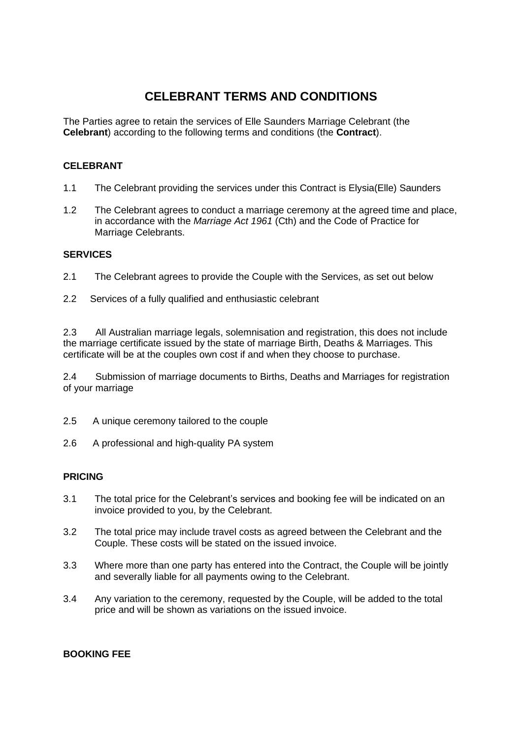# CELEBRANT TERMS AND CONDITIONS

The Parties agree to retain the services of Elle Saunders Marriage Celebrant (the **Celebrant**) according to the following terms and conditions (the **Contract**).

## CELEBRANT

1.1 The Celebrant providing the services under this Contract is Elysia(Elle) Saunders

1.2 The Celebrant agrees to conduct a marriage ceremony at the agreed time and place, in accordance with the *Marriage Act 1961* (Cth) and the Code of Practice for Marriage Celebrants.

## SERVICES

2.1 The Celebrant agrees to provide the Couple with the Services, as set out below

2.2 Services of a fully qualified and enthusiastic celebrant

2.3 All Australian marriage legals, solemnisation and registration, this does not include the marriage certificate issued by the state of marriage Birth, Deaths & Marriages. This certificate will be at the couples own cost if and when they choose to purchase.

2.4 Submission of marriage documents to Births, Deaths and Marriages for registration of your marriage

2.5 A unique ceremony tailored to the couple

2.6 A professional and high-quality PA system

## PRICING

3.1 The total price for the Celebrant's services and booking fee will be indicated on an invoice provided to you, by the Celebrant.

3.2 The total price may include travel costs as agreed between the Celebrant and the Couple. These costs will be stated on the issued invoice.

3.3 Where more than one party has entered into the Contract, the Couple will be jointly and severally liable for all payments owing to the Celebrant.

3.4 Any variation to the ceremony, requested by the Couple, will be added to the total price and will be shown as variations on the issued invoice.

## BOOKING FEE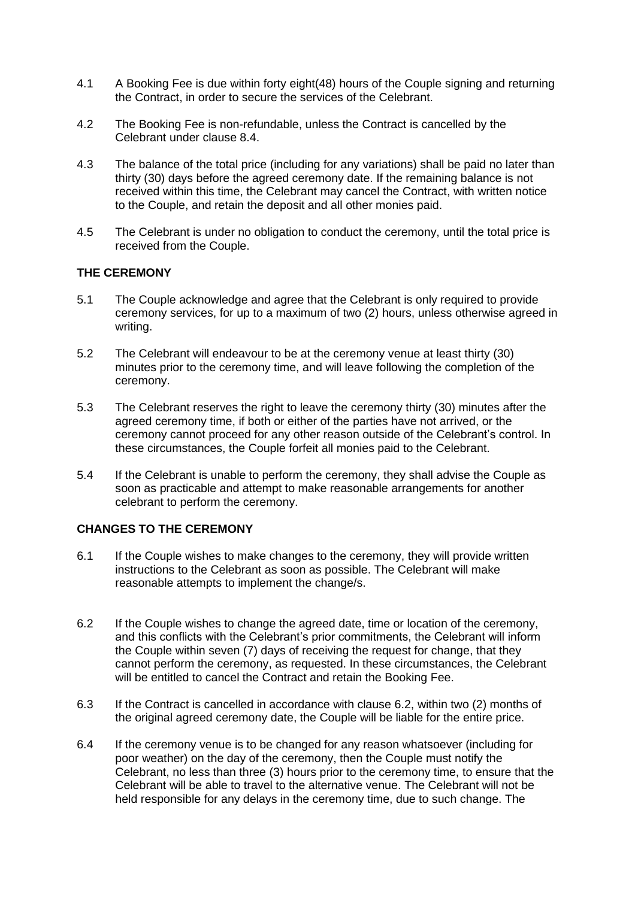4.1 A Booking Fee is due within forty eight(48) hours of the Couple signing and returning the Contract, in order to secure the services of the Celebrant.

4.2 The Booking Fee is non-refundable, unless the Contract is cancelled by the Celebrant under clause 8.4.

4.3 The balance of the total price (including for any variations) shall be paid no later than thirty (30) days before the agreed ceremony date. If the remaining balance is not received within this time, the Celebrant may cancel the Contract, with written notice to the Couple, and retain the deposit and all other monies paid.

4.5 The Celebrant is under no obligation to conduct the ceremony, until the total price is received from the Couple.

**THE CEREMONY**

5.1 The Couple acknowledge and agree that the Celebrant is only required to provide ceremony services, for up to a maximum of two (2) hours, unless otherwise agreed in writing.

5.2 The Celebrant will endeavour to be at the ceremony venue at least thirty (30) minutes prior to the ceremony time, and will leave following the completion of the ceremony.

5.3 The Celebrant reserves the right to leave the ceremony thirty (30) minutes after the agreed ceremony time, if both or either of the parties have not arrived, or the ceremony cannot proceed for any other reason outside of the Celebrant's control. In these circumstances, the Couple forfeit all monies paid to the Celebrant.

5.4 If the Celebrant is unable to perform the ceremony, they shall advise the Couple as soon as practicable and attempt to make reasonable arrangements for another celebrant to perform the ceremony.

**CHANGES TO THE CEREMONY**

6.1 If the Couple wishes to make changes to the ceremony, they will provide written instructions to the Celebrant as soon as possible. The Celebrant will make reasonable attempts to implement the change/s.

6.2 If the Couple wishes to change the agreed date, time or location of the ceremony, and this conflicts with the Celebrant's prior commitments, the Celebrant will inform the Couple within seven (7) days of receiving the request for change, that they cannot perform the ceremony, as requested. In these circumstances, the Celebrant will be entitled to cancel the Contract and retain the Booking Fee.

6.3 If the Contract is cancelled in accordance with clause 6.2, within two (2) months of the original agreed ceremony date, the Couple will be liable for the entire price.

6.4 If the ceremony venue is to be changed for any reason whatsoever (including for poor weather) on the day of the ceremony, then the Couple must notify the Celebrant, no less than three (3) hours prior to the ceremony time, to ensure that the Celebrant will be able to travel to the alternative venue. The Celebrant will not be held responsible for any delays in the ceremony time, due to such change. The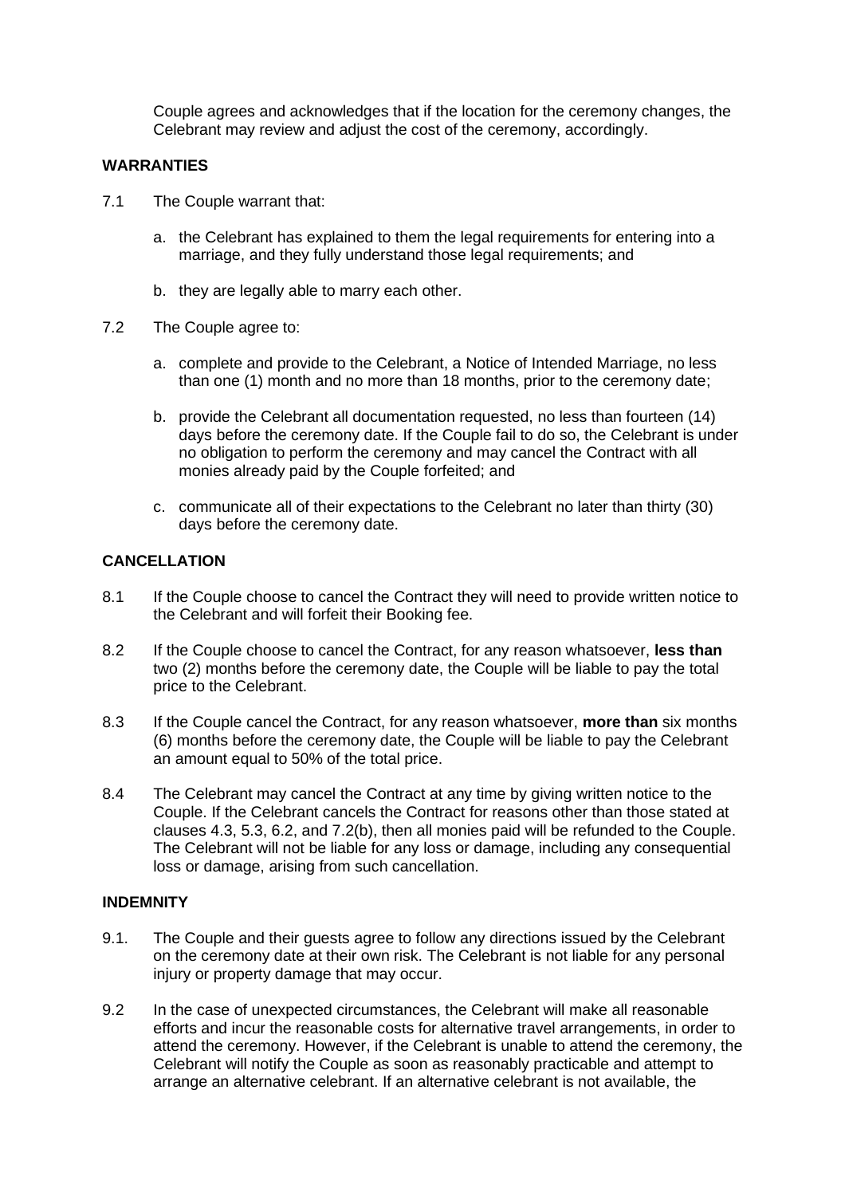Couple agrees and acknowledges that if the location for the ceremony changes, the Celebrant may review and adjust the cost of the ceremony, accordingly.

**WARRANTIES**

7.1 The Couple warrant that:

a. the Celebrant has explained to them the legal requirements for entering into a marriage, and they fully understand those legal requirements; and

b. they are legally able to marry each other.

7.2 The Couple agree to:

a. complete and provide to the Celebrant, a Notice of Intended Marriage, no less than one (1) month and no more than 18 months, prior to the ceremony date;

b. provide the Celebrant all documentation requested, no less than fourteen (14) days before the ceremony date. If the Couple fail to do so, the Celebrant is under no obligation to perform the ceremony and may cancel the Contract with all monies already paid by the Couple forfeited; and

c. communicate all of their expectations to the Celebrant no later than thirty (30) days before the ceremony date.

**CANCELLATION**

8.1 If the Couple choose to cancel the Contract they will need to provide written notice to the Celebrant and will forfeit their Booking fee.

8.2 If the Couple choose to cancel the Contract, for any reason whatsoever, **less than** two (2) months before the ceremony date, the Couple will be liable to pay the total price to the Celebrant.

8.3 If the Couple cancel the Contract, for any reason whatsoever, **more than** six months (6) months before the ceremony date, the Couple will be liable to pay the Celebrant an amount equal to 50% of the total price.

8.4 The Celebrant may cancel the Contract at any time by giving written notice to the Couple. If the Celebrant cancels the Contract for reasons other than those stated at clauses 4.3, 5.3, 6.2, and 7.2(b), then all monies paid will be refunded to the Couple. The Celebrant will not be liable for any loss or damage, including any consequential loss or damage, arising from such cancellation.

**INDEMNITY**

9.1. The Couple and their guests agree to follow any directions issued by the Celebrant on the ceremony date at their own risk. The Celebrant is not liable for any personal injury or property damage that may occur.

9.2 In the case of unexpected circumstances, the Celebrant will make all reasonable efforts and incur the reasonable costs for alternative travel arrangements, in order to attend the ceremony. However, if the Celebrant is unable to attend the ceremony, the Celebrant will notify the Couple as soon as reasonably practicable and attempt to arrange an alternative celebrant. If an alternative celebrant is not available, the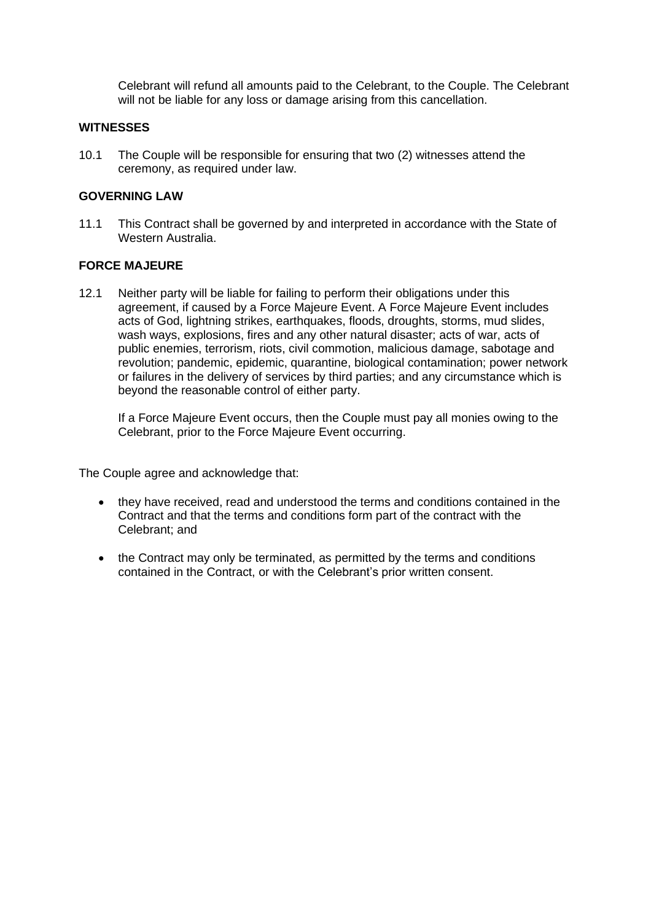Celebrant will refund all amounts paid to the Celebrant, to the Couple. The Celebrant will not be liable for any loss or damage arising from this cancellation.

**WITNESSES**

10.1 The Couple will be responsible for ensuring that two (2) witnesses attend the ceremony, as required under law.

**GOVERNING LAW**

11.1 This Contract shall be governed by and interpreted in accordance with the State of Western Australia.

**FORCE MAJEURE**

12.1 Neither party will be liable for failing to perform their obligations under this agreement, if caused by a Force Majeure Event. A Force Majeure Event includes acts of God, lightning strikes, earthquakes, floods, droughts, storms, mud slides, wash ways, explosions, fires and any other natural disaster; acts of war, acts of public enemies, terrorism, riots, civil commotion, malicious damage, sabotage and revolution; pandemic, epidemic, quarantine, biological contamination; power network or failures in the delivery of services by third parties; and any circumstance which is beyond the reasonable control of either party.

If a Force Majeure Event occurs, then the Couple must pay all monies owing to the Celebrant, prior to the Force Majeure Event occurring.

The Couple agree and acknowledge that:

- they have received, read and understood the terms and conditions contained in the Contract and that the terms and conditions form part of the contract with the Celebrant; and
- the Contract may only be terminated, as permitted by the terms and conditions contained in the Contract, or with the Celebrant's prior written consent.